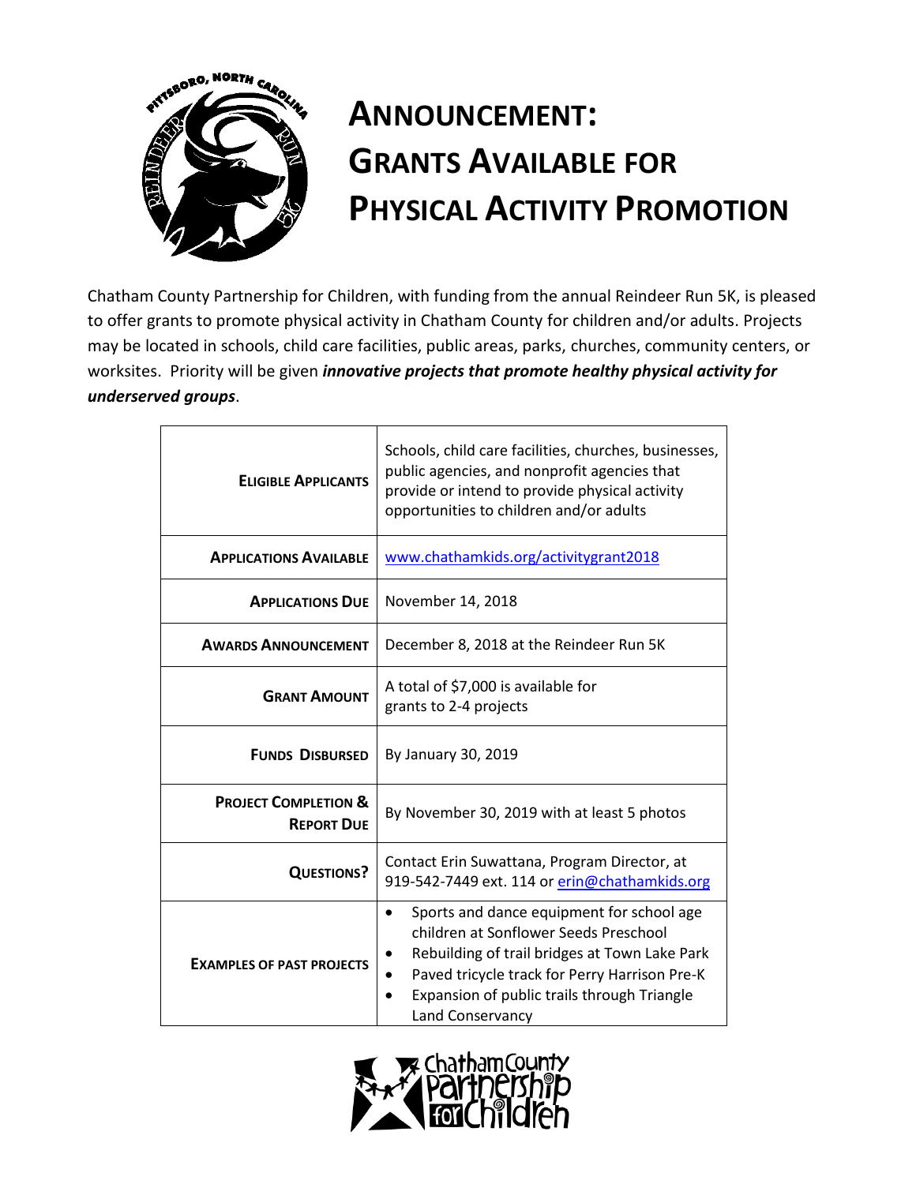# ANNOUNCEMENT: GRANTS AVAILABLE FOR PHYSICAL ACTIVITY PROMOTION

Chatham County Partnership for Children, with funding from the annual Reindeer Run 5K, is pleased to offer grants to promote physical activity in Chatham County for children and/or adults. Projects may be located in schools, child care facilities, public areas, parks, churches, community centers, or worksites. Priority will be given ***innovative projects that promote healthy physical activity for underserved groups***.

| | |
|---|---|
| **ELIGIBLE APPLICANTS** | Schools, child care facilities, churches, businesses, public agencies, and nonprofit agencies that provide or intend to provide physical activity opportunities to children and/or adults |
| **APPLICATIONS AVAILABLE** | www.chathamkids.org/activitygrant2018 |
| **APPLICATIONS DUE** | November 14, 2018 |
| **AWARDS ANNOUNCEMENT** | December 8, 2018 at the Reindeer Run 5K |
| **GRANT AMOUNT** | A total of $7,000 is available for grants to 2-4 projects |
| **FUNDS DISBURSED** | By January 30, 2019 |
| **PROJECT COMPLETION & REPORT DUE** | By November 30, 2019 with at least 5 photos |
| **QUESTIONS?** | Contact Erin Suwattana, Program Director, at 919-542-7449 ext. 114 or erin@chathamkids.org |
| **EXAMPLES OF PAST PROJECTS** | • Sports and dance equipment for school age children at Sonflower Seeds Preschool<br>• Rebuilding of trail bridges at Town Lake Park<br>• Paved tricycle track for Perry Harrison Pre-K<br>• Expansion of public trails through Triangle Land Conservancy |

Chatham County Partnership for Children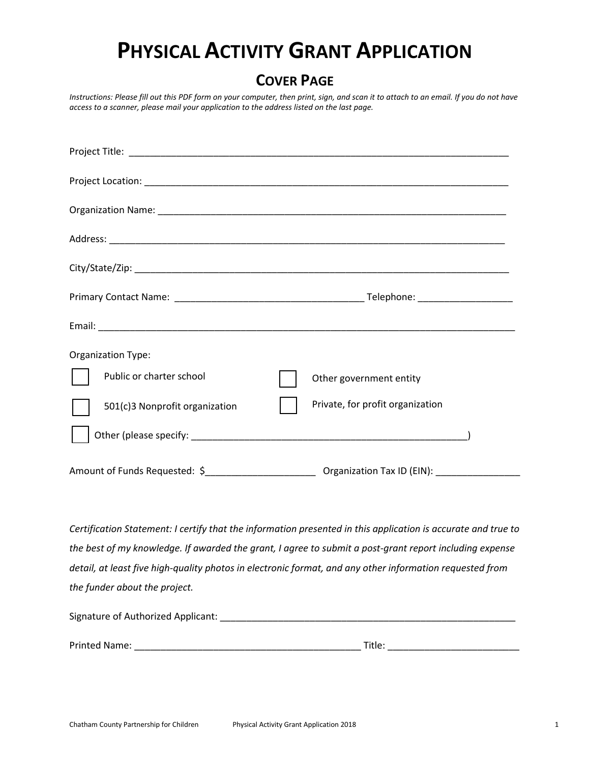# Physical Activity Grant Application

## Cover Page

*Instructions: Please fill out this PDF form on your computer, then print, sign, and scan it to attach to an email. If you do not have access to a scanner, please mail your application to the address listed on the last page.*

Project Title: ___________________________________________________________________________

Project Location: ________________________________________________________________________

Organization Name: ______________________________________________________________________

Address: ________________________________________________________________________________

City/State/Zip: ___________________________________________________________________________

Primary Contact Name: _____________________________________ Telephone: __________________

Email: __________________________________________________________________________________

Organization Type:

- ☐ Public or charter school
- ☐ Other government entity
- ☐ 501(c)3 Nonprofit organization
- ☐ Private, for profit organization
- ☐ Other (please specify: ______________________________________________________)

Amount of Funds Requested: $_____________________ Organization Tax ID (EIN): ________________

*Certification Statement: I certify that the information presented in this application is accurate and true to the best of my knowledge. If awarded the grant, I agree to submit a post-grant report including expense detail, at least five high-quality photos in electronic format, and any other information requested from the funder about the project.*

Signature of Authorized Applicant: _________________________________________________________

Printed Name: ____________________________________________ Title: _________________________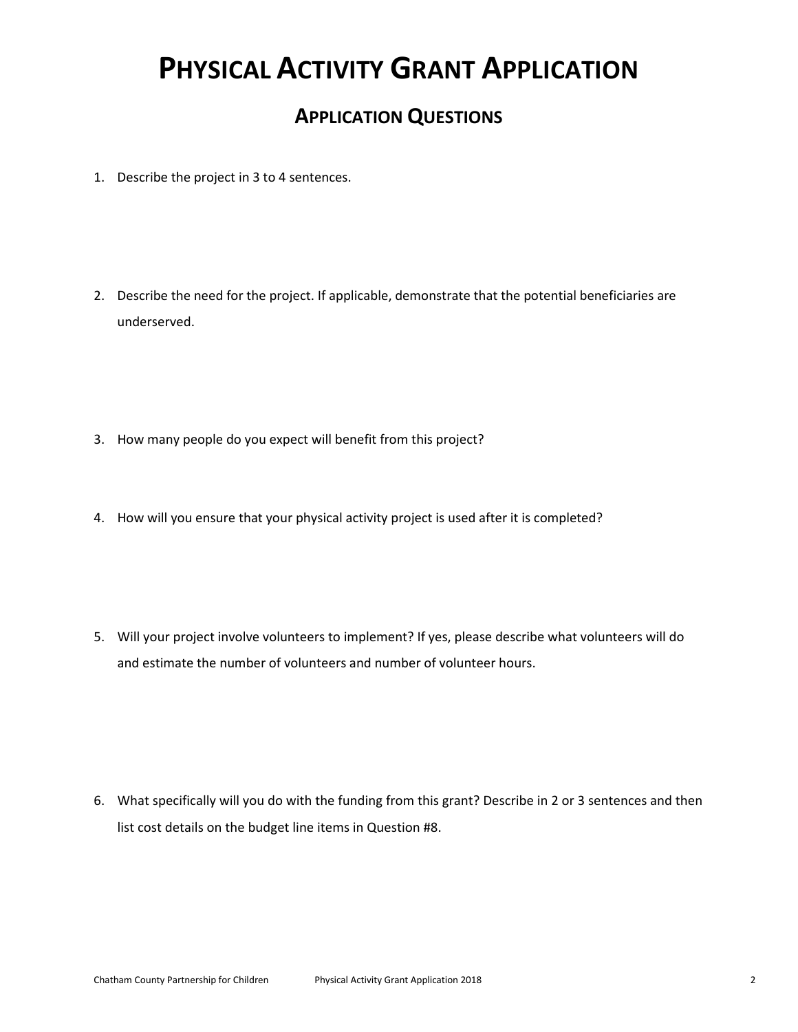# PHYSICAL ACTIVITY GRANT APPLICATION

## APPLICATION QUESTIONS

1. Describe the project in 3 to 4 sentences.

2. Describe the need for the project. If applicable, demonstrate that the potential beneficiaries are underserved.

3. How many people do you expect will benefit from this project?

4. How will you ensure that your physical activity project is used after it is completed?

5. Will your project involve volunteers to implement? If yes, please describe what volunteers will do and estimate the number of volunteers and number of volunteer hours.

6. What specifically will you do with the funding from this grant? Describe in 2 or 3 sentences and then list cost details on the budget line items in Question #8.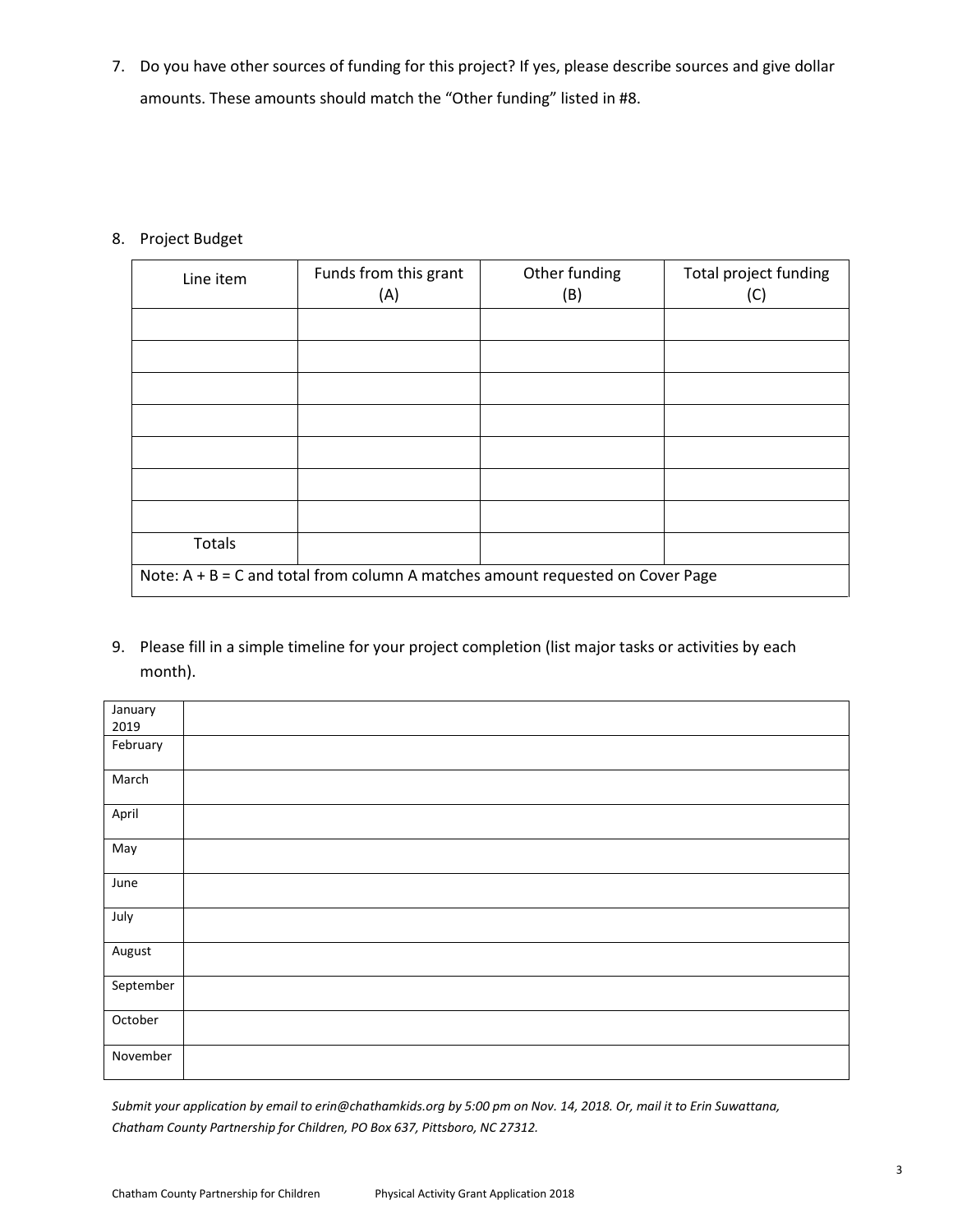7. Do you have other sources of funding for this project? If yes, please describe sources and give dollar amounts. These amounts should match the "Other funding" listed in #8.

8. Project Budget

| Line item | Funds from this grant (A) | Other funding (B) | Total project funding (C) |
| --- | --- | --- | --- |
| | | | |
| | | | |
| | | | |
| | | | |
| | | | |
| | | | |
| | | | |
| Totals | | | |
| Note: A + B = C and total from column A matches amount requested on Cover Page | | | |

9. Please fill in a simple timeline for your project completion (list major tasks or activities by each month).

| | |
| --- | --- |
| January 2019 | |
| February | |
| March | |
| April | |
| May | |
| June | |
| July | |
| August | |
| September | |
| October | |
| November | |

*Submit your application by email to erin@chathamkids.org by 5:00 pm on Nov. 14, 2018. Or, mail it to Erin Suwattana, Chatham County Partnership for Children, PO Box 637, Pittsboro, NC 27312.*